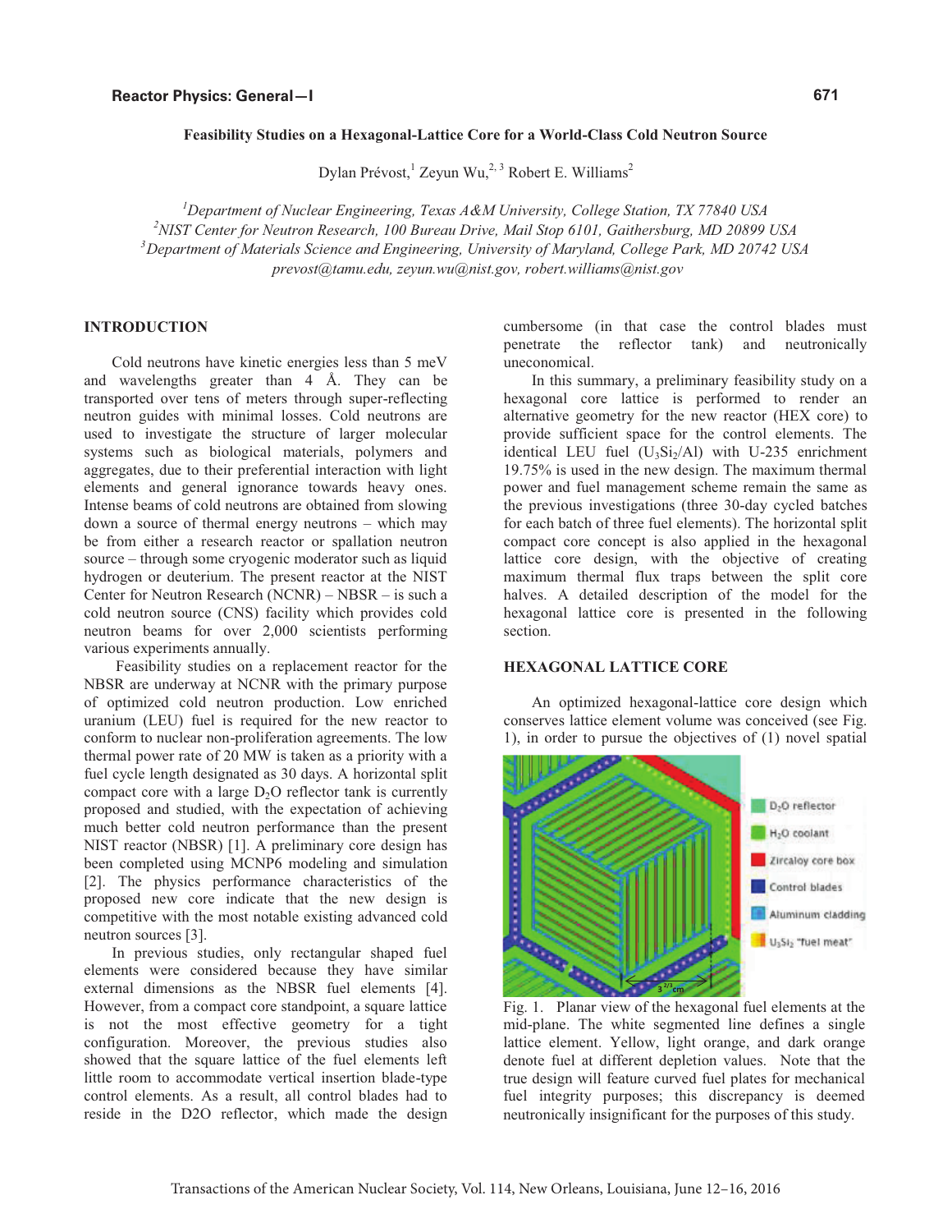# Feasibility Studies on a Hexagonal-Lattice Core for a World-Class Cold Neutron Source

Dylan Prévost,[1] Zeyun Wu,[2,3] Robert E. Williams[2]

[1]*Department of Nuclear Engineering, Texas A&M University, College Station, TX 77840 USA*
[2]*NIST Center for Neutron Research, 100 Bureau Drive, Mail Stop 6101, Gaithersburg, MD 20899 USA*
[3]*Department of Materials Science and Engineering, University of Maryland, College Park, MD 20742 USA*
*prevost@tamu.edu, zeyun.wu@nist.gov, robert.williams@nist.gov*

## INTRODUCTION

Cold neutrons have kinetic energies less than 5 meV and wavelengths greater than 4 Å. They can be transported over tens of meters through super-reflecting neutron guides with minimal losses. Cold neutrons are used to investigate the structure of larger molecular systems such as biological materials, polymers and aggregates, due to their preferential interaction with light elements and general ignorance towards heavy ones. Intense beams of cold neutrons are obtained from slowing down a source of thermal energy neutrons – which may be from either a research reactor or spallation neutron source – through some cryogenic moderator such as liquid hydrogen or deuterium. The present reactor at the NIST Center for Neutron Research (NCNR) – NBSR – is such a cold neutron source (CNS) facility which provides cold neutron beams for over 2,000 scientists performing various experiments annually.

Feasibility studies on a replacement reactor for the NBSR are underway at NCNR with the primary purpose of optimized cold neutron production. Low enriched uranium (LEU) fuel is required for the new reactor to conform to nuclear non-proliferation agreements. The low thermal power rate of 20 MW is taken as a priority with a fuel cycle length designated as 30 days. A horizontal split compact core with a large $D_2O$ reflector tank is currently proposed and studied, with the expectation of achieving much better cold neutron performance than the present NIST reactor (NBSR) [1]. A preliminary core design has been completed using MCNP6 modeling and simulation [2]. The physics performance characteristics of the proposed new core indicate that the new design is competitive with the most notable existing advanced cold neutron sources [3].

In previous studies, only rectangular shaped fuel elements were considered because they have similar external dimensions as the NBSR fuel elements [4]. However, from a compact core standpoint, a square lattice is not the most effective geometry for a tight configuration. Moreover, the previous studies also showed that the square lattice of the fuel elements left little room to accommodate vertical insertion blade-type control elements. As a result, all control blades had to reside in the D2O reflector, which made the design cumbersome (in that case the control blades must penetrate the reflector tank) and neutronically uneconomical.

In this summary, a preliminary feasibility study on a hexagonal core lattice is performed to render an alternative geometry for the new reactor (HEX core) to provide sufficient space for the control elements. The identical LEU fuel ($U_3Si_2$/Al) with U-235 enrichment 19.75% is used in the new design. The maximum thermal power and fuel management scheme remain the same as the previous investigations (three 30-day cycled batches for each batch of three fuel elements). The horizontal split compact core concept is also applied in the hexagonal lattice core design, with the objective of creating maximum thermal flux traps between the split core halves. A detailed description of the model for the hexagonal lattice core is presented in the following section.

## HEXAGONAL LATTICE CORE

An optimized hexagonal-lattice core design which conserves lattice element volume was conceived (see Fig. 1), in order to pursue the objectives of (1) novel spatial

Fig. 1. Planar view of the hexagonal fuel elements at the mid-plane. The white segmented line defines a single lattice element. Yellow, light orange, and dark orange denote fuel at different depletion values. Note that the true design will feature curved fuel plates for mechanical fuel integrity purposes; this discrepancy is deemed neutronically insignificant for the purposes of this study.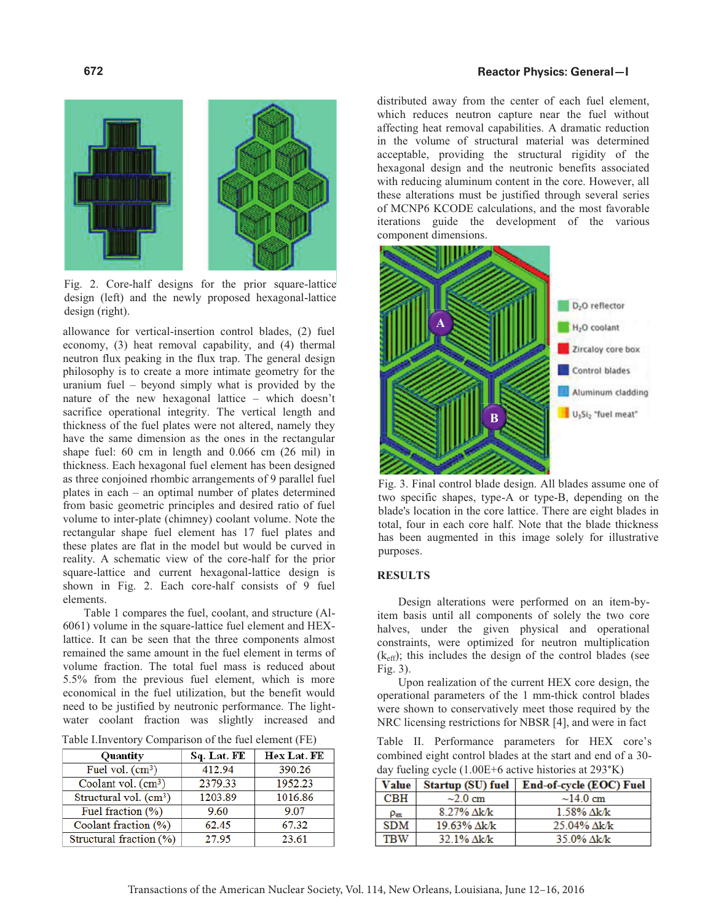Fig. 2. Core-half designs for the prior square-lattice design (left) and the newly proposed hexagonal-lattice design (right).

allowance for vertical-insertion control blades, (2) fuel economy, (3) heat removal capability, and (4) thermal neutron flux peaking in the flux trap. The general design philosophy is to create a more intimate geometry for the uranium fuel – beyond simply what is provided by the nature of the new hexagonal lattice – which doesn't sacrifice operational integrity. The vertical length and thickness of the fuel plates were not altered, namely they have the same dimension as the ones in the rectangular shape fuel: 60 cm in length and 0.066 cm (26 mil) in thickness. Each hexagonal fuel element has been designed as three conjoined rhombic arrangements of 9 parallel fuel plates in each – an optimal number of plates determined from basic geometric principles and desired ratio of fuel volume to inter-plate (chimney) coolant volume. Note the rectangular shape fuel element has 17 fuel plates and these plates are flat in the model but would be curved in reality. A schematic view of the core-half for the prior square-lattice and current hexagonal-lattice design is shown in Fig. 2. Each core-half consists of 9 fuel elements.

Table 1 compares the fuel, coolant, and structure (Al-6061) volume in the square-lattice fuel element and HEX-lattice. It can be seen that the three components almost remained the same amount in the fuel element in terms of volume fraction. The total fuel mass is reduced about 5.5% from the previous fuel element, which is more economical in the fuel utilization, but the benefit would need to be justified by neutronic performance. The light-water coolant fraction was slightly increased and distributed away from the center of each fuel element, which reduces neutron capture near the fuel without affecting heat removal capabilities. A dramatic reduction in the volume of structural material was determined acceptable, providing the structural rigidity of the hexagonal design and the neutronic benefits associated with reducing aluminum content in the core. However, all these alterations must be justified through several series of MCNP6 KCODE calculations, and the most favorable iterations guide the development of the various component dimensions.

Table I.Inventory Comparison of the fuel element (FE)

| Quantity | Sq. Lat. FE | Hex Lat. FE |
|---|---|---|
| Fuel vol. (cm$^3$) | 412.94 | 390.26 |
| Coolant vol. (cm$^3$) | 2379.33 | 1952.23 |
| Structural vol. (cm$^3$) | 1203.89 | 1016.86 |
| Fuel fraction (%) | 9.60 | 9.07 |
| Coolant fraction (%) | 62.45 | 67.32 |
| Structural fraction (%) | 27.95 | 23.61 |

Fig. 3. Final control blade design. All blades assume one of two specific shapes, type-A or type-B, depending on the blade's location in the core lattice. There are eight blades in total, four in each core half. Note that the blade thickness has augmented in this image solely for illustrative purposes.

## RESULTS

Design alterations were performed on an item-by-item basis until all components of solely the two core halves, under the given physical and operational constraints, were optimized for neutron multiplication ($k_{eff}$); this includes the design of the control blades (see Fig. 3).

Upon realization of the current HEX core design, the operational parameters of the 1 mm-thick control blades were shown to conservatively meet those required by the NRC licensing restrictions for NBSR [4], and were in fact

Table II. Performance parameters for HEX core's combined eight control blades at the start and end of a 30-day fueling cycle (1.00E+6 active histories at 293°K)

| Value | Startup (SU) fuel | End-of-cycle (EOC) Fuel |
|---|---|---|
| CBH | ~2.0 cm | ~14.0 cm |
| $\rho_{ex}$ | 8.27% Δk/k | 1.58% Δk/k |
| SDM | 19.63% Δk/k | 25.04% Δk/k |
| TBW | 32.1% Δk/k | 35.0% Δk/k |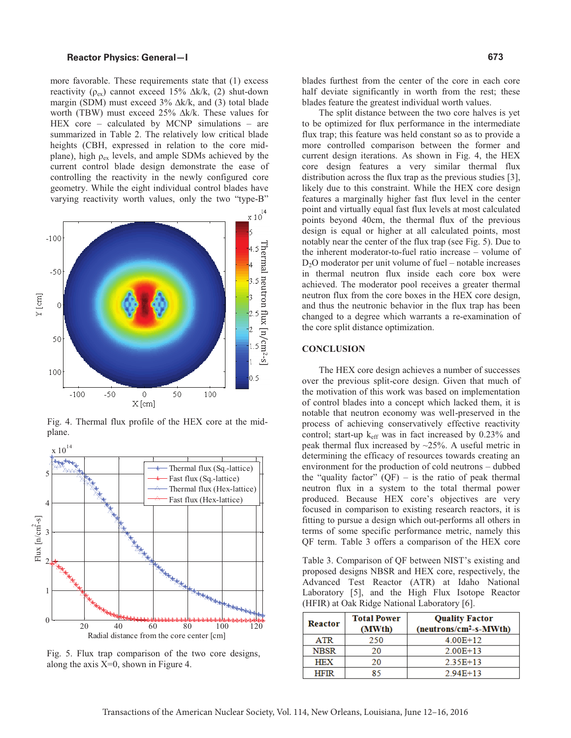more favorable. These requirements state that (1) excess reactivity ($\rho_{ex}$) cannot exceed 15% $\Delta k/k$, (2) shut-down margin (SDM) must exceed 3% $\Delta k/k$, and (3) total blade worth (TBW) must exceed 25% $\Delta k/k$. These values for HEX core – calculated by MCNP simulations – are summarized in Table 2. The relatively low critical blade heights (CBH, expressed in relation to the core mid-plane), high $\rho_{ex}$ levels, and ample SDMs achieved by the current control blade design demonstrate the ease of controlling the reactivity in the newly configured core geometry. While the eight individual control blades have varying reactivity worth values, only the two "type-B" blades furthest from the center of the core in each core half deviate significantly in worth from the rest; these blades feature the greatest individual worth values.

Fig. 4. Thermal flux profile of the HEX core at the mid-plane.

Fig. 5. Flux trap comparison of the two core designs, along the axis X=0, shown in Figure 4.

The split distance between the two core halves is yet to be optimized for flux performance in the intermediate flux trap; this feature was held constant so as to provide a more controlled comparison between the former and current design iterations. As shown in Fig. 4, the HEX core design features a very similar thermal flux distribution across the flux trap as the previous studies [3], likely due to this constraint. While the HEX core design features a marginally higher fast flux level in the center point and virtually equal fast flux levels at most calculated points beyond 40cm, the thermal flux of the previous design is equal or higher at all calculated points, most notably near the center of the flux trap (see Fig. 5). Due to the inherent moderator-to-fuel ratio increase – volume of $D_2O$ moderator per unit volume of fuel – notable increases in thermal neutron flux inside each core box were achieved. The moderator pool receives a greater thermal neutron flux from the core boxes in the HEX core design, and thus the neutronic behavior in the flux trap has been changed to a degree which warrants a re-examination of the core split distance optimization.

## CONCLUSION

The HEX core design achieves a number of successes over the previous split-core design. Given that much of the motivation of this work was based on implementation of control blades into a concept which lacked them, it is notable that neutron economy was well-preserved in the process of achieving conservatively effective reactivity control; start-up $k_{eff}$ was in fact increased by 0.23% and peak thermal flux increased by ~25%. A useful metric in determining the efficacy of resources towards creating an environment for the production of cold neutrons – dubbed the "quality factor" (QF) – is the ratio of peak thermal neutron flux in a system to the total thermal power produced. Because HEX core's objectives are very focused in comparison to existing research reactors, it is fitting to pursue a design which out-performs all others in terms of some specific performance metric, namely this QF term. Table 3 offers a comparison of the HEX core

Table 3. Comparison of QF between NIST's existing and proposed designs NBSR and HEX core, respectively, the Advanced Test Reactor (ATR) at Idaho National Laboratory [5], and the High Flux Isotope Reactor (HFIR) at Oak Ridge National Laboratory [6].

| Reactor | Total Power (MWth) | Quality Factor (neutrons/cm²-s-MWth) |
|---|---|---|
| ATR | 250 | 4.00E+12 |
| NBSR | 20 | 2.00E+13 |
| HEX | 20 | 2.35E+13 |
| HFIR | 85 | 2.94E+13 |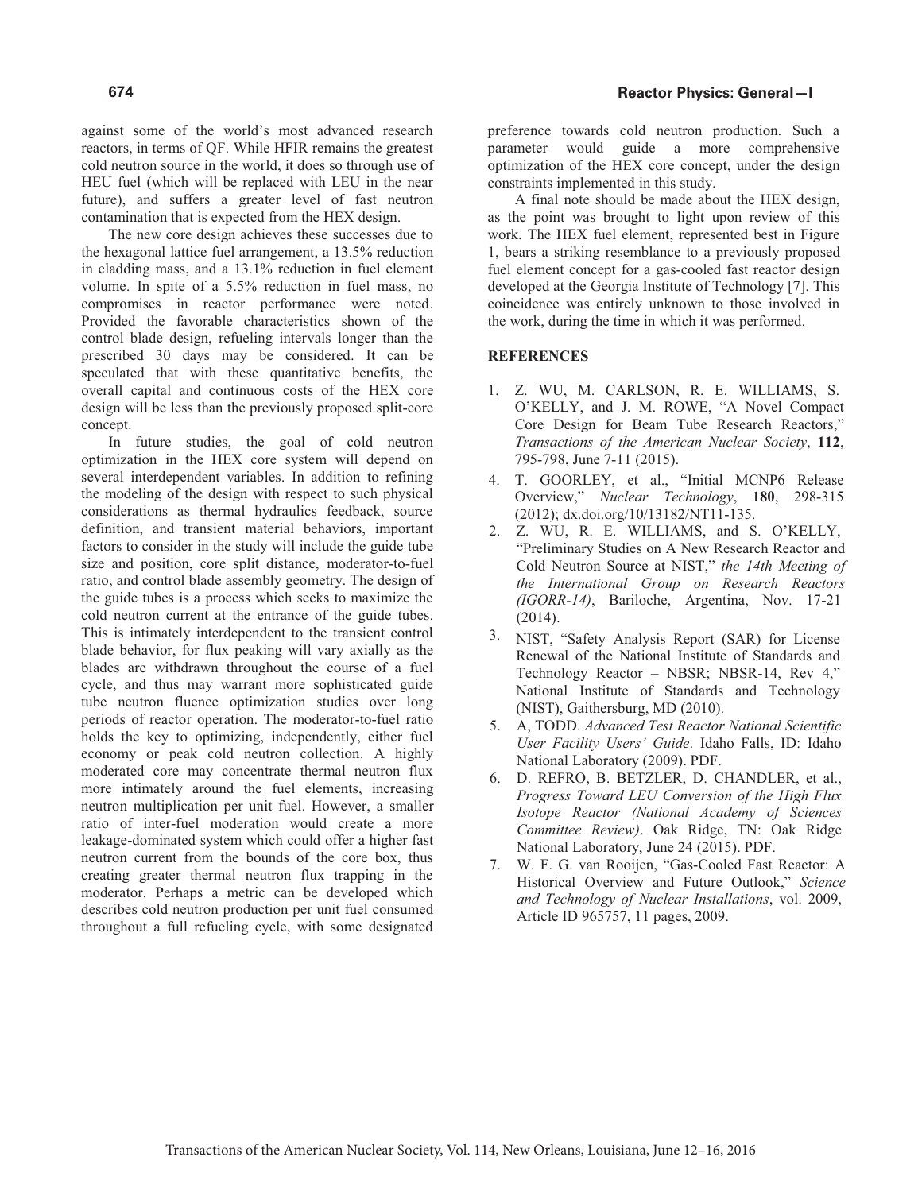against some of the world's most advanced research reactors, in terms of QF. While HFIR remains the greatest cold neutron source in the world, it does so through use of HEU fuel (which will be replaced with LEU in the near future), and suffers a greater level of fast neutron contamination that is expected from the HEX design.

The new core design achieves these successes due to the hexagonal lattice fuel arrangement, a 13.5% reduction in cladding mass, and a 13.1% reduction in fuel element volume. In spite of a 5.5% reduction in fuel mass, no compromises in reactor performance were noted. Provided the favorable characteristics shown of the control blade design, refueling intervals longer than the prescribed 30 days may be considered. It can be speculated that with these quantitative benefits, the overall capital and continuous costs of the HEX core design will be less than the previously proposed split-core concept.

In future studies, the goal of cold neutron optimization in the HEX core system will depend on several interdependent variables. In addition to refining the modeling of the design with respect to such physical considerations as thermal hydraulics feedback, source definition, and transient material behaviors, important factors to consider in the study will include the guide tube size and position, core split distance, moderator-to-fuel ratio, and control blade assembly geometry. The design of the guide tubes is a process which seeks to maximize the cold neutron current at the entrance of the guide tubes. This is intimately interdependent to the transient control blade behavior, for flux peaking will vary axially as the blades are withdrawn throughout the course of a fuel cycle, and thus may warrant more sophisticated guide tube neutron fluence optimization studies over long periods of reactor operation. The moderator-to-fuel ratio holds the key to optimizing, independently, either fuel economy or peak cold neutron collection. A highly moderated core may concentrate thermal neutron flux more intimately around the fuel elements, increasing neutron multiplication per unit fuel. However, a smaller ratio of inter-fuel moderation would create a more leakage-dominated system which could offer a higher fast neutron current from the bounds of the core box, thus creating greater thermal neutron flux trapping in the moderator. Perhaps a metric can be developed which describes cold neutron production per unit fuel consumed throughout a full refueling cycle, with some designated preference towards cold neutron production. Such a parameter would guide a more comprehensive optimization of the HEX core concept, under the design constraints implemented in this study.

A final note should be made about the HEX design, as the point was brought to light upon review of this work. The HEX fuel element, represented best in Figure 1, bears a striking resemblance to a previously proposed fuel element concept for a gas-cooled fast reactor design developed at the Georgia Institute of Technology [7]. This coincidence was entirely unknown to those involved in the work, during the time in which it was performed.

## REFERENCES

1. Z. WU, M. CARLSON, R. E. WILLIAMS, S. O'KELLY, and J. M. ROWE, "A Novel Compact Core Design for Beam Tube Research Reactors," *Transactions of the American Nuclear Society*, **112**, 795-798, June 7-11 (2015).
4. T. GOORLEY, et al., "Initial MCNP6 Release Overview," *Nuclear Technology*, **180**, 298-315 (2012); dx.doi.org/10/13182/NT11-135.
2. Z. WU, R. E. WILLIAMS, and S. O'KELLY, "Preliminary Studies on A New Research Reactor and Cold Neutron Source at NIST," *the 14th Meeting of the International Group on Research Reactors (IGORR-14)*, Bariloche, Argentina, Nov. 17-21 (2014).
3. NIST, "Safety Analysis Report (SAR) for License Renewal of the National Institute of Standards and Technology Reactor – NBSR; NBSR-14, Rev 4," National Institute of Standards and Technology (NIST), Gaithersburg, MD (2010).
5. A, TODD. *Advanced Test Reactor National Scientific User Facility Users' Guide*. Idaho Falls, ID: Idaho National Laboratory (2009). PDF.
6. D. REFRO, B. BETZLER, D. CHANDLER, et al., *Progress Toward LEU Conversion of the High Flux Isotope Reactor (National Academy of Sciences Committee Review)*. Oak Ridge, TN: Oak Ridge National Laboratory, June 24 (2015). PDF.
7. W. F. G. van Rooijen, "Gas-Cooled Fast Reactor: A Historical Overview and Future Outlook," *Science and Technology of Nuclear Installations*, vol. 2009, Article ID 965757, 11 pages, 2009.